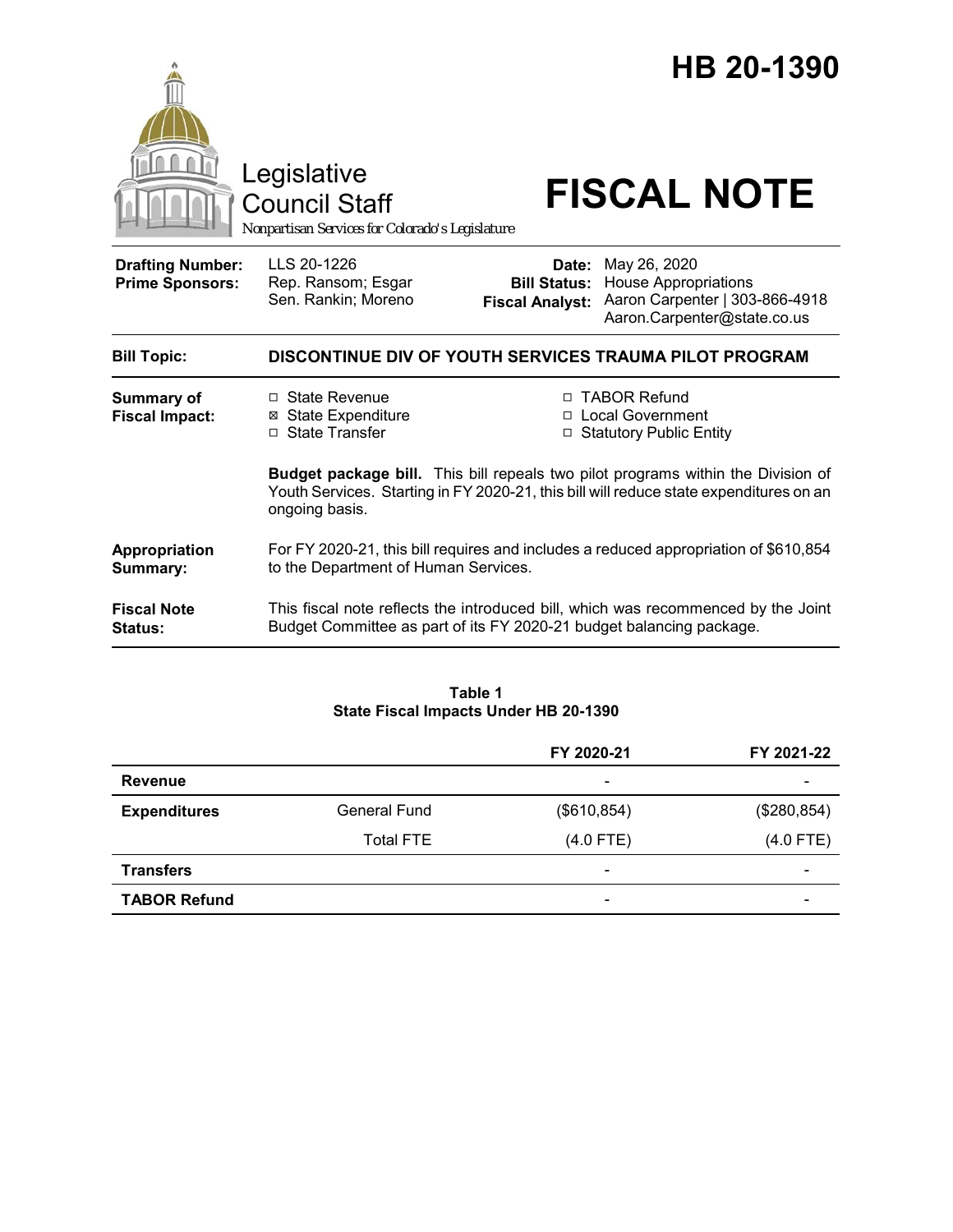# HB 20-1390

Legislative Council Staff

Nonpartisan Services for Colorado's Legislature

# FISCAL NOTE

| | | | |
|---|---|---|---|
| **Drafting Number:** | LLS 20-1226 | **Date:** | May 26, 2020 |
| **Prime Sponsors:** | Rep. Ransom; Esgar<br>Sen. Rankin; Moreno | **Bill Status:** | House Appropriations |
| | | **Fiscal Analyst:** | Aaron Carpenter \| 303-866-4918<br>Aaron.Carpenter@state.co.us |

**Bill Topic:** **DISCONTINUE DIV OF YOUTH SERVICES TRAUMA PILOT PROGRAM**

**Summary of Fiscal Impact:**

- ☐ State Revenue
- ☒ State Expenditure
- ☐ State Transfer
- ☐ TABOR Refund
- ☐ Local Government
- ☐ Statutory Public Entity

**Budget package bill.** This bill repeals two pilot programs within the Division of Youth Services. Starting in FY 2020-21, this bill will reduce state expenditures on an ongoing basis.

**Appropriation Summary:** For FY 2020-21, this bill requires and includes a reduced appropriation of $610,854 to the Department of Human Services.

**Fiscal Note Status:** This fiscal note reflects the introduced bill, which was recommenced by the Joint Budget Committee as part of its FY 2020-21 budget balancing package.

**Table 1**
**State Fiscal Impacts Under HB 20-1390**

| | | FY 2020-21 | FY 2021-22 |
|---|---|---|---|
| **Revenue** | | - | - |
| **Expenditures** | General Fund | ($610,854) | ($280,854) |
| | Total FTE | (4.0 FTE) | (4.0 FTE) |
| **Transfers** | | - | - |
| **TABOR Refund** | | - | - |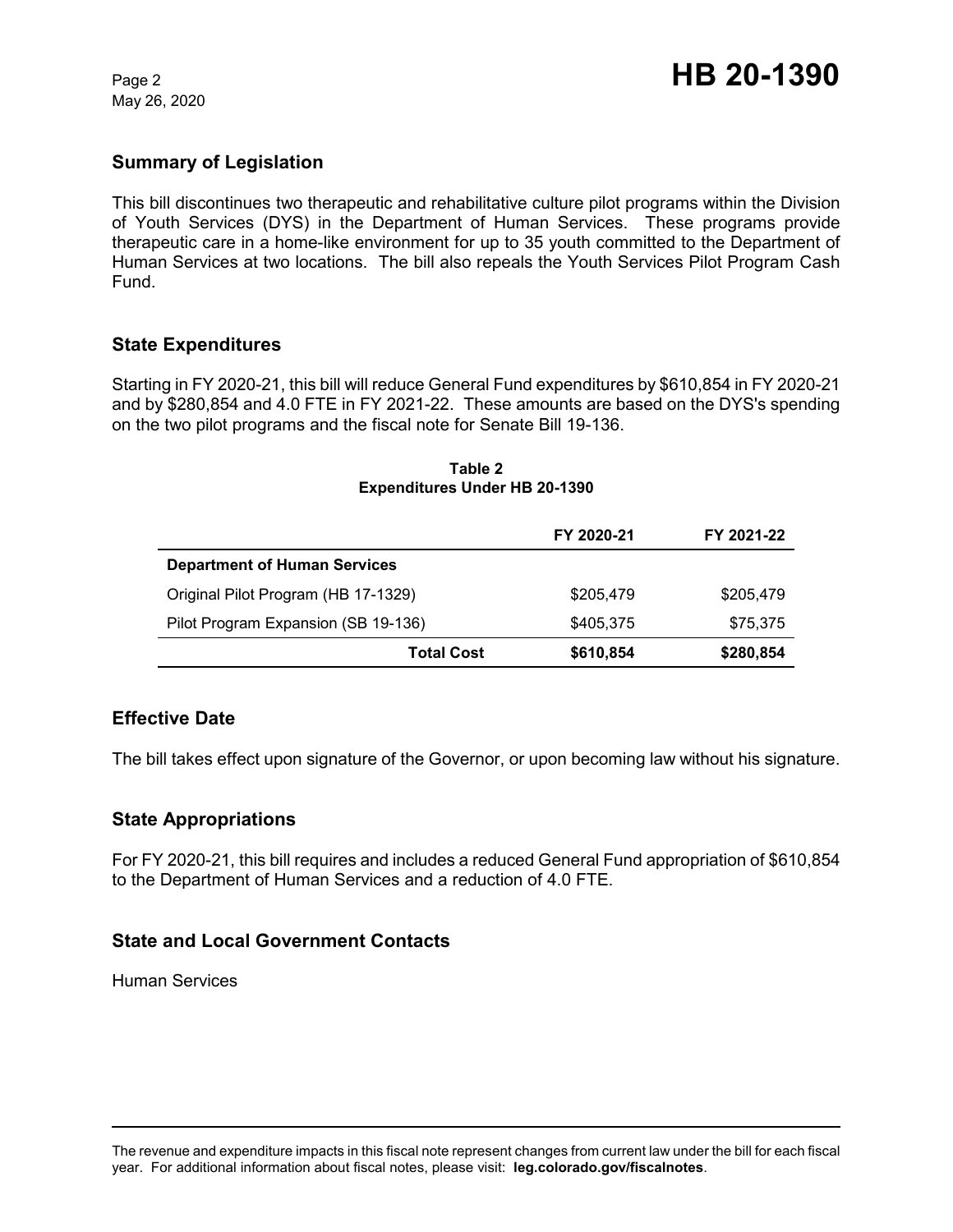## Summary of Legislation

This bill discontinues two therapeutic and rehabilitative culture pilot programs within the Division of Youth Services (DYS) in the Department of Human Services. These programs provide therapeutic care in a home-like environment for up to 35 youth committed to the Department of Human Services at two locations. The bill also repeals the Youth Services Pilot Program Cash Fund.

## State Expenditures

Starting in FY 2020-21, this bill will reduce General Fund expenditures by $610,854 in FY 2020-21 and by $280,854 and 4.0 FTE in FY 2021-22. These amounts are based on the DYS's spending on the two pilot programs and the fiscal note for Senate Bill 19-136.

**Table 2**
**Expenditures Under HB 20-1390**

| | FY 2020-21 | FY 2021-22 |
|---|---|---|
| **Department of Human Services** | | |
| Original Pilot Program (HB 17-1329) | $205,479 | $205,479 |
| Pilot Program Expansion (SB 19-136) | $405,375 | $75,375 |
| **Total Cost** | **$610,854** | **$280,854** |

## Effective Date

The bill takes effect upon signature of the Governor, or upon becoming law without his signature.

## State Appropriations

For FY 2020-21, this bill requires and includes a reduced General Fund appropriation of $610,854 to the Department of Human Services and a reduction of 4.0 FTE.

## State and Local Government Contacts

Human Services

The revenue and expenditure impacts in this fiscal note represent changes from current law under the bill for each fiscal year. For additional information about fiscal notes, please visit: **leg.colorado.gov/fiscalnotes**.